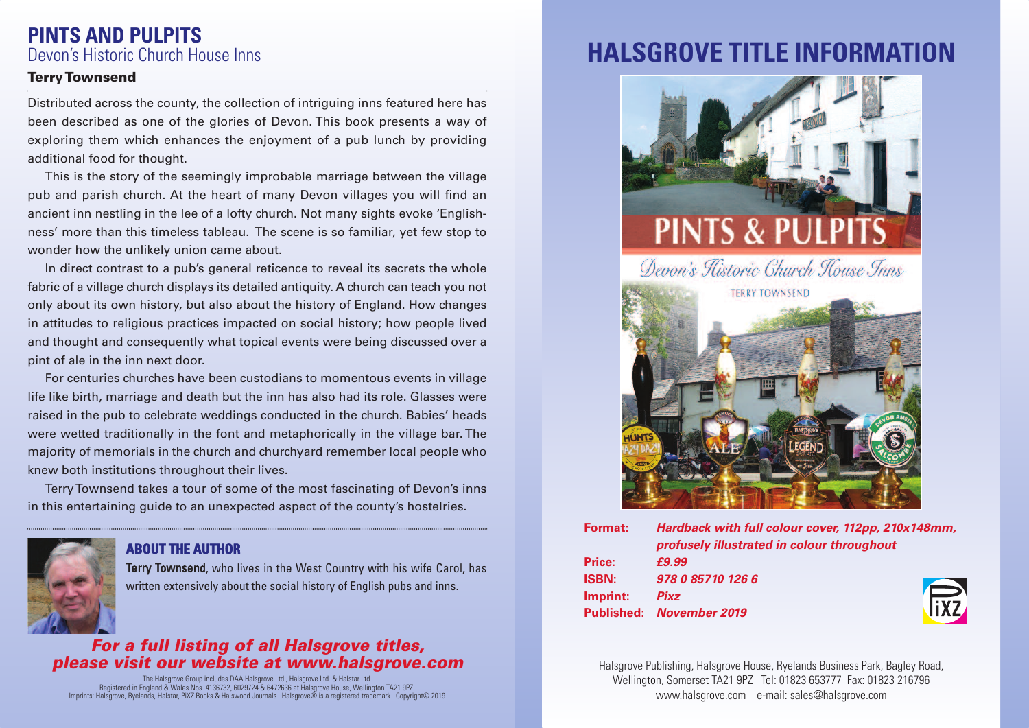# PINTS AND PULPITS

## Devon's Historic Church House Inns

**Terry Townsend**

Distributed across the county, the collection of intriguing inns featured here has been described as one of the glories of Devon. This book presents a way of exploring them which enhances the enjoyment of a pub lunch by providing additional food for thought.

This is the story of the seemingly improbable marriage between the village pub and parish church. At the heart of many Devon villages you will find an ancient inn nestling in the lee of a lofty church. Not many sights evoke 'Englishness' more than this timeless tableau. The scene is so familiar, yet few stop to wonder how the unlikely union came about.

In direct contrast to a pub's general reticence to reveal its secrets the whole fabric of a village church displays its detailed antiquity. A church can teach you not only about its own history, but also about the history of England. How changes in attitudes to religious practices impacted on social history; how people lived and thought and consequently what topical events were being discussed over a pint of ale in the inn next door.

For centuries churches have been custodians to momentous events in village life like birth, marriage and death but the inn has also had its role. Glasses were raised in the pub to celebrate weddings conducted in the church. Babies' heads were wetted traditionally in the font and metaphorically in the village bar. The majority of memorials in the church and churchyard remember local people who knew both institutions throughout their lives.

Terry Townsend takes a tour of some of the most fascinating of Devon's inns in this entertaining guide to an unexpected aspect of the county's hostelries.

### ABOUT THE AUTHOR

**Terry Townsend**, who lives in the West Country with his wife Carol, has written extensively about the social history of English pubs and inns.

***For a full listing of all Halsgrove titles, please visit our website at www.halsgrove.com***

The Halsgrove Group includes DAA Halsgrove Ltd., Halsgrove Ltd. & Halstar Ltd.
Registered in England & Wales Nos. 4136732, 6029724 & 6472636 at Halsgrove House, Wellington TA21 9PZ.
Imprints: Halsgrove, Ryelands, Halstar, PiXZ Books & Halswood Journals. Halsgrove® is a registered trademark. Copyright© 2019

# HALSGROVE TITLE INFORMATION

**Format:** *Hardback with full colour cover, 112pp, 210x148mm, profusely illustrated in colour throughout*
**Price:** *£9.99*
**ISBN:** *978 0 85710 126 6*
**Imprint:** *Pixz*
**Published:** *November 2019*

Halsgrove Publishing, Halsgrove House, Ryelands Business Park, Bagley Road, Wellington, Somerset TA21 9PZ Tel: 01823 653777 Fax: 01823 216796
www.halsgrove.com e-mail: sales@halsgrove.com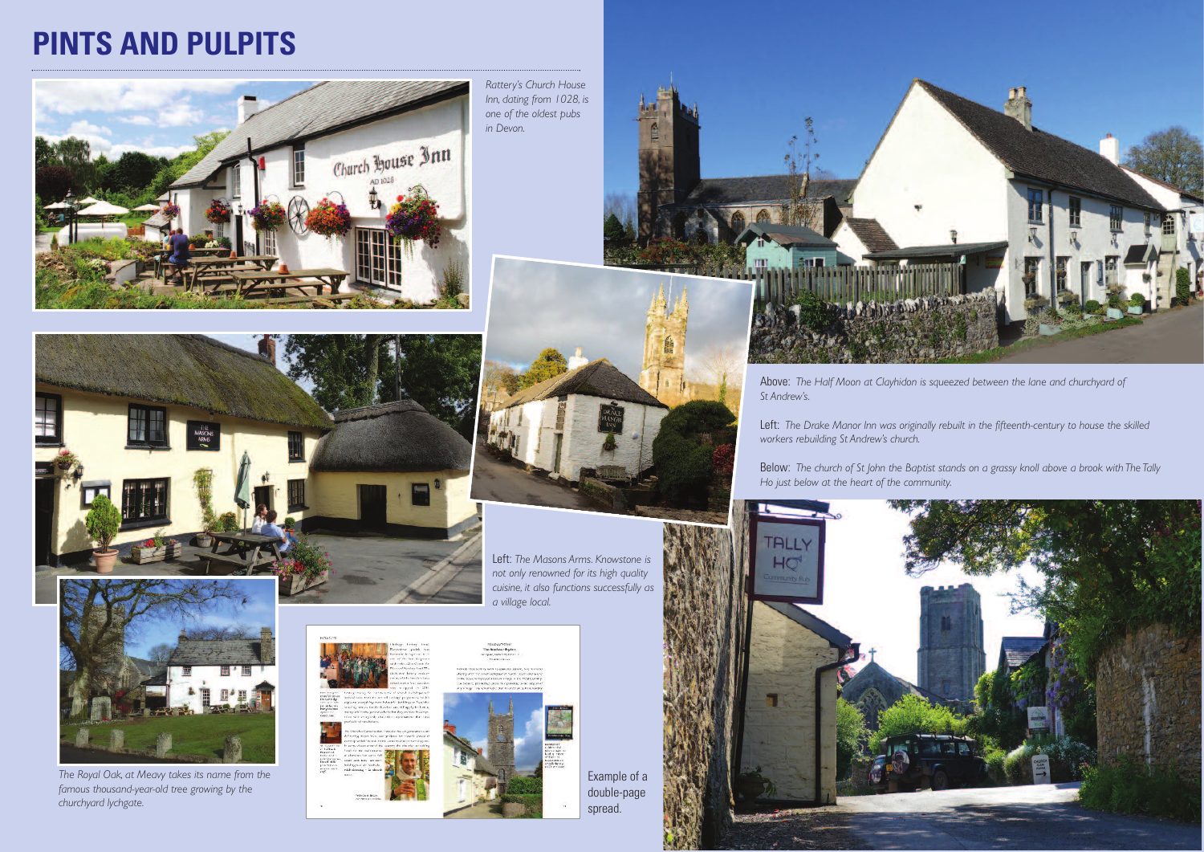# PINTS AND PULPITS

*Rattery's Church House Inn, dating from 1028, is one of the oldest pubs in Devon.*

Above: *The Half Moon at Clayhidon is squeezed between the lane and churchyard of St Andrew's.*

Left: *The Drake Manor Inn was originally rebuilt in the fifteenth-century to house the skilled workers rebuilding St Andrew's church.*

Below: *The church of St John the Baptist stands on a grassy knoll above a brook with The Tally Ho just below at the heart of the community.*

Left: *The Masons Arms. Knowstone is not only renowned for its high quality cuisine, it also functions successfully as a village local.*

*The Royal Oak, at Meavy takes its name from the famous thousand-year-old tree growing by the churchyard lychgate.*

Example of a double-page spread.